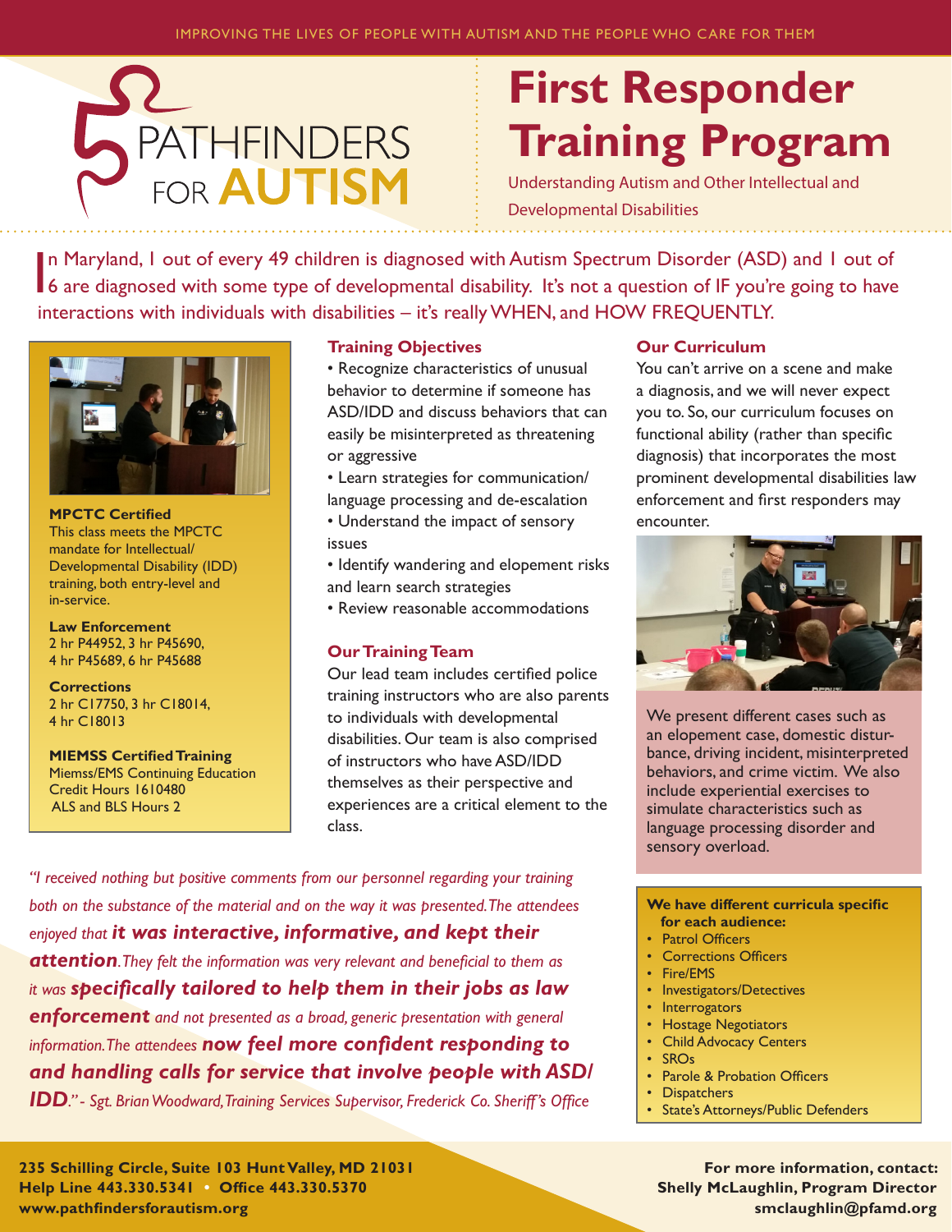IMPROVING THE LIVES OF PEOPLE WITH AUTISM AND THE PEOPLE WHO CARE FOR THEM

PATHFINDERS FOR AUTISM

# First Responder Training Program

Understanding Autism and Other Intellectual and Developmental Disabilities

In Maryland, 1 out of every 49 children is diagnosed with Autism Spectrum Disorder (ASD) and 1 out of 6 are diagnosed with some type of developmental disability. It's not a question of IF you're going to have interactions with individuals with disabilities – it's really WHEN, and HOW FREQUENTLY.

**MPCTC Certified**
This class meets the MPCTC mandate for Intellectual/ Developmental Disability (IDD) training, both entry-level and in-service.

**Law Enforcement**
2 hr P44952, 3 hr P45690, 4 hr P45689, 6 hr P45688

**Corrections**
2 hr C17750, 3 hr C18014, 4 hr C18013

**MIEMSS Certified Training**
Miemss/EMS Continuing Education Credit Hours 1610480
ALS and BLS Hours 2

### Training Objectives

- Recognize characteristics of unusual behavior to determine if someone has ASD/IDD and discuss behaviors that can easily be misinterpreted as threatening or aggressive
- Learn strategies for communication/ language processing and de-escalation
- Understand the impact of sensory issues
- Identify wandering and elopement risks and learn search strategies
- Review reasonable accommodations

### Our Training Team

Our lead team includes certified police training instructors who are also parents to individuals with developmental disabilities. Our team is also comprised of instructors who have ASD/IDD themselves as their perspective and experiences are a critical element to the class.

### Our Curriculum

You can't arrive on a scene and make a diagnosis, and we will never expect you to. So, our curriculum focuses on functional ability (rather than specific diagnosis) that incorporates the most prominent developmental disabilities law enforcement and first responders may encounter.

We present different cases such as an elopement case, domestic disturbance, driving incident, misinterpreted behaviors, and crime victim. We also include experiential exercises to simulate characteristics such as language processing disorder and sensory overload.

*"I received nothing but positive comments from our personnel regarding your training both on the substance of the material and on the way it was presented. The attendees enjoyed that **it was interactive, informative, and kept their attention**. They felt the information was very relevant and beneficial to them as it was **specifically tailored to help them in their jobs as law enforcement** and not presented as a broad, generic presentation with general information. The attendees **now feel more confident responding to and handling calls for service that involve people with ASD/ IDD**." - Sgt. Brian Woodward, Training Services Supervisor, Frederick Co. Sheriff's Office*

**We have different curricula specific for each audience:**

- Patrol Officers
- Corrections Officers
- Fire/EMS
- Investigators/Detectives
- Interrogators
- Hostage Negotiators
- Child Advocacy Centers
- SROs
- Parole & Probation Officers
- Dispatchers
- State's Attorneys/Public Defenders

**235 Schilling Circle, Suite 103 Hunt Valley, MD 21031**
**Help Line 443.330.5341 • Office 443.330.5370**
**www.pathfindersforautism.org**

**For more information, contact:**
**Shelly McLaughlin, Program Director**
**smclaughlin@pfamd.org**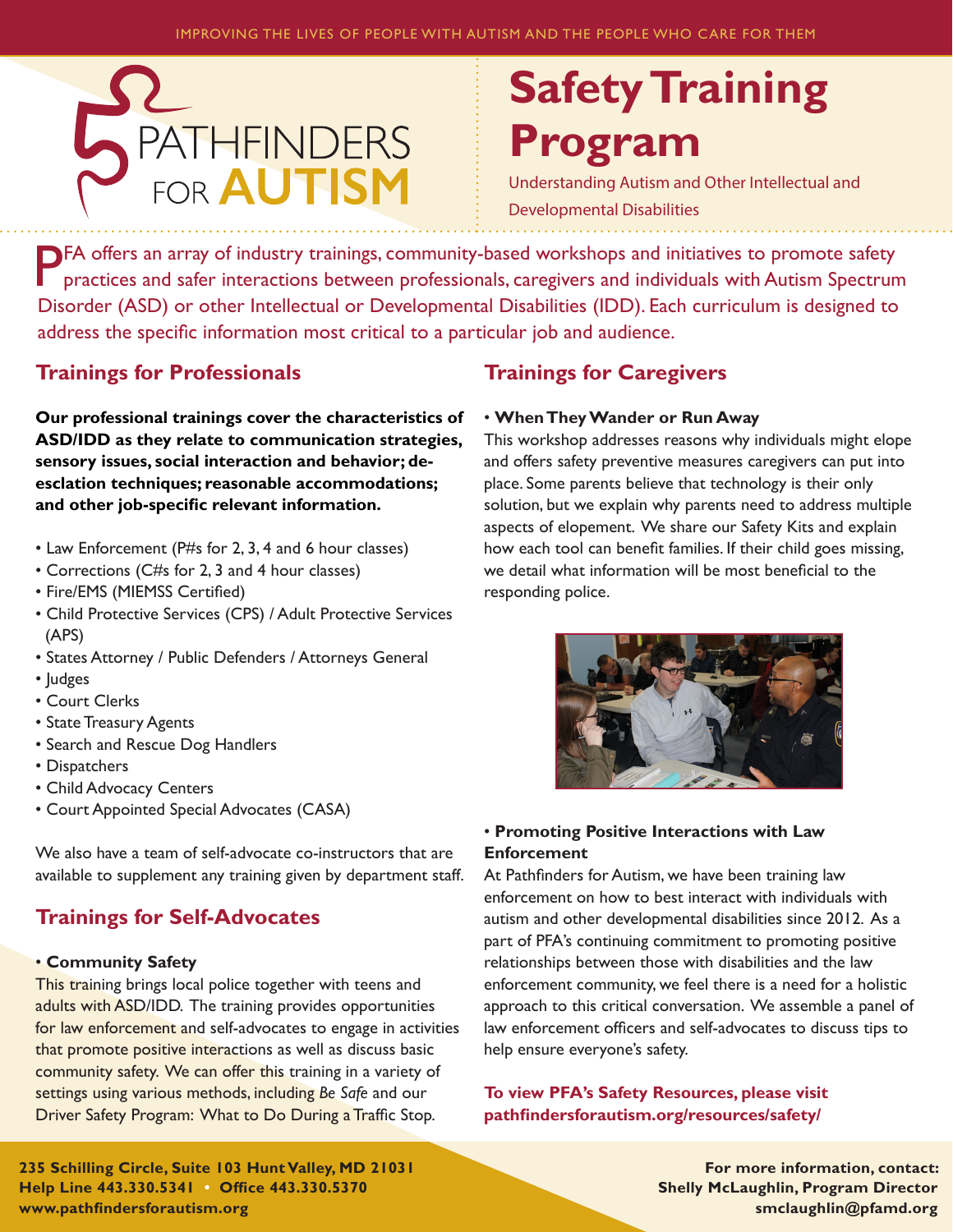IMPROVING THE LIVES OF PEOPLE WITH AUTISM AND THE PEOPLE WHO CARE FOR THEM

PATHFINDERS FOR AUTISM

# Safety Training Program

Understanding Autism and Other Intellectual and Developmental Disabilities

PFA offers an array of industry trainings, community-based workshops and initiatives to promote safety practices and safer interactions between professionals, caregivers and individuals with Autism Spectrum Disorder (ASD) or other Intellectual or Developmental Disabilities (IDD). Each curriculum is designed to address the specific information most critical to a particular job and audience.

## Trainings for Professionals

**Our professional trainings cover the characteristics of ASD/IDD as they relate to communication strategies, sensory issues, social interaction and behavior; de-esclation techniques; reasonable accommodations; and other job-specific relevant information.**

- Law Enforcement (P#s for 2, 3, 4 and 6 hour classes)
- Corrections (C#s for 2, 3 and 4 hour classes)
- Fire/EMS (MIEMSS Certified)
- Child Protective Services (CPS) / Adult Protective Services (APS)
- States Attorney / Public Defenders / Attorneys General
- Judges
- Court Clerks
- State Treasury Agents
- Search and Rescue Dog Handlers
- Dispatchers
- Child Advocacy Centers
- Court Appointed Special Advocates (CASA)

We also have a team of self-advocate co-instructors that are available to supplement any training given by department staff.

## Trainings for Self-Advocates

- **Community Safety**

This training brings local police together with teens and adults with ASD/IDD. The training provides opportunities for law enforcement and self-advocates to engage in activities that promote positive interactions as well as discuss basic community safety. We can offer this training in a variety of settings using various methods, including *Be Safe* and our Driver Safety Program: What to Do During a Traffic Stop.

## Trainings for Caregivers

- **When They Wander or Run Away**

This workshop addresses reasons why individuals might elope and offers safety preventive measures caregivers can put into place. Some parents believe that technology is their only solution, but we explain why parents need to address multiple aspects of elopement. We share our Safety Kits and explain how each tool can benefit families. If their child goes missing, we detail what information will be most beneficial to the responding police.

- **Promoting Positive Interactions with Law Enforcement**

At Pathfinders for Autism, we have been training law enforcement on how to best interact with individuals with autism and other developmental disabilities since 2012. As a part of PFA's continuing commitment to promoting positive relationships between those with disabilities and the law enforcement community, we feel there is a need for a holistic approach to this critical conversation. We assemble a panel of law enforcement officers and self-advocates to discuss tips to help ensure everyone's safety.

**To view PFA's Safety Resources, please visit pathfindersforautism.org/resources/safety/**

**235 Schilling Circle, Suite 103 Hunt Valley, MD 21031**
**Help Line 443.330.5341 • Office 443.330.5370**
**www.pathfindersforautism.org**

**For more information, contact:**
**Shelly McLaughlin, Program Director**
**smclaughlin@pfamd.org**